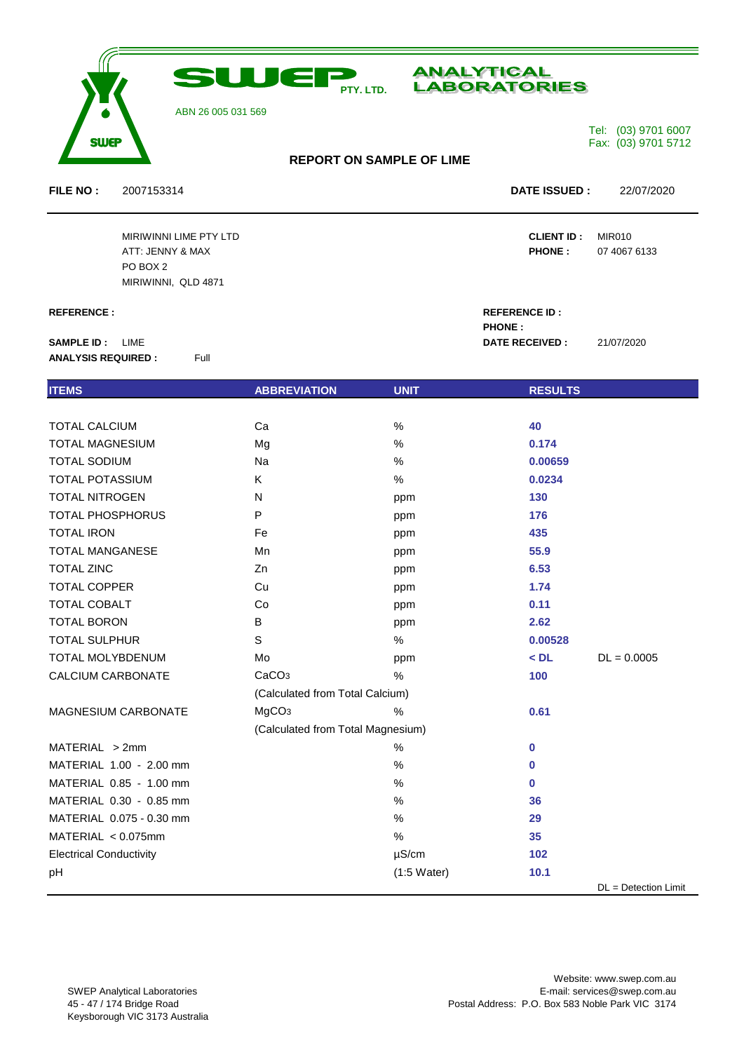# SWEP PTY. LTD. ANALYTICAL LABORATORIES

ABN 26 005 031 569

Tel: (03) 9701 6007
Fax: (03) 9701 5712

## REPORT ON SAMPLE OF LIME

**FILE NO :** 2007153314 **DATE ISSUED :** 22/07/2020

MIRIWINNI LIME PTY LTD
ATT: JENNY & MAX
PO BOX 2
MIRIWINNI, QLD 4871

**CLIENT ID :** MIR010
**PHONE :** 07 4067 6133

**REFERENCE :**

**REFERENCE ID :**
**PHONE :**

**SAMPLE ID :** LIME
**ANALYSIS REQUIRED :** Full

**DATE RECEIVED :** 21/07/2020

| ITEMS | ABBREVIATION | UNIT | RESULTS | |
|---|---|---|---|---|
| TOTAL CALCIUM | Ca | % | **40** | |
| TOTAL MAGNESIUM | Mg | % | **0.174** | |
| TOTAL SODIUM | Na | % | **0.00659** | |
| TOTAL POTASSIUM | K | % | **0.0234** | |
| TOTAL NITROGEN | N | ppm | **130** | |
| TOTAL PHOSPHORUS | P | ppm | **176** | |
| TOTAL IRON | Fe | ppm | **435** | |
| TOTAL MANGANESE | Mn | ppm | **55.9** | |
| TOTAL ZINC | Zn | ppm | **6.53** | |
| TOTAL COPPER | Cu | ppm | **1.74** | |
| TOTAL COBALT | Co | ppm | **0.11** | |
| TOTAL BORON | B | ppm | **2.62** | |
| TOTAL SULPHUR | S | % | **0.00528** | |
| TOTAL MOLYBDENUM | Mo | ppm | **< DL** | DL = 0.0005 |
| CALCIUM CARBONATE | $CaCO_3$ | % | **100** | |
| | (Calculated from Total Calcium) | | | |
| MAGNESIUM CARBONATE | $MgCO_3$ | % | **0.61** | |
| | (Calculated from Total Magnesium) | | | |
| MATERIAL > 2mm | | % | **0** | |
| MATERIAL 1.00 - 2.00 mm | | % | **0** | |
| MATERIAL 0.85 - 1.00 mm | | % | **0** | |
| MATERIAL 0.30 - 0.85 mm | | % | **36** | |
| MATERIAL 0.075 - 0.30 mm | | % | **29** | |
| MATERIAL < 0.075mm | | % | **35** | |
| Electrical Conductivity | | µS/cm | **102** | |
| pH | | (1:5 Water) | **10.1** | |

DL = Detection Limit

SWEP Analytical Laboratories
45 - 47 / 174 Bridge Road
Keysborough VIC 3173 Australia

Website: www.swep.com.au
E-mail: services@swep.com.au
Postal Address: P.O. Box 583 Noble Park VIC 3174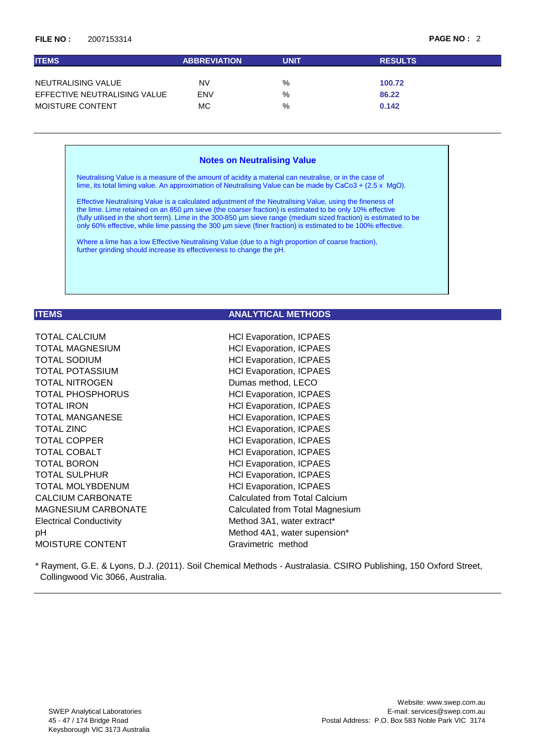FILE NO : 2007153314

| ITEMS | ABBREVIATION | UNIT | RESULTS |
|---|---|---|---|
| NEUTRALISING VALUE | NV | % | **100.72** |
| EFFECTIVE NEUTRALISING VALUE | ENV | % | **86.22** |
| MOISTURE CONTENT | MC | % | **0.142** |

## Notes on Neutralising Value

Neutralising Value is a measure of the amount of acidity a material can neutralise, or in the case of lime, its total liming value. An approximation of Neutralising Value can be made by $CaCo_3$ + (2.5 x MgO).

Effective Neutralising Value is a calculated adjustment of the Neutralising Value, using the fineness of the lime. Lime retained on an 850 µm sieve (the coarser fraction) is estimated to be only 10% effective (fully utilised in the short term). Lime in the 300-850 µm sieve range (medium sized fraction) is estimated to be only 60% effective, while lime passing the 300 µm sieve (finer fraction) is estimated to be 100% effective.

Where a lime has a low Effective Neutralising Value (due to a high proportion of coarse fraction), further grinding should increase its effectiveness to change the pH.

| ITEMS | ANALYTICAL METHODS |
|---|---|
| TOTAL CALCIUM | HCl Evaporation, ICPAES |
| TOTAL MAGNESIUM | HCl Evaporation, ICPAES |
| TOTAL SODIUM | HCl Evaporation, ICPAES |
| TOTAL POTASSIUM | HCl Evaporation, ICPAES |
| TOTAL NITROGEN | Dumas method, LECO |
| TOTAL PHOSPHORUS | HCl Evaporation, ICPAES |
| TOTAL IRON | HCl Evaporation, ICPAES |
| TOTAL MANGANESE | HCl Evaporation, ICPAES |
| TOTAL ZINC | HCl Evaporation, ICPAES |
| TOTAL COPPER | HCl Evaporation, ICPAES |
| TOTAL COBALT | HCl Evaporation, ICPAES |
| TOTAL BORON | HCl Evaporation, ICPAES |
| TOTAL SULPHUR | HCl Evaporation, ICPAES |
| TOTAL MOLYBDENUM | HCl Evaporation, ICPAES |
| CALCIUM CARBONATE | Calculated from Total Calcium |
| MAGNESIUM CARBONATE | Calculated from Total Magnesium |
| Electrical Conductivity | Method 3A1, water extract* |
| pH | Method 4A1, water supension* |
| MOISTURE CONTENT | Gravimetric method |

* Rayment, G.E. & Lyons, D.J. (2011). Soil Chemical Methods - Australasia. CSIRO Publishing, 150 Oxford Street, Collingwood Vic 3066, Australia.

SWEP Analytical Laboratories
45 - 47 / 174 Bridge Road
Keysborough VIC 3173 Australia

Website: www.swep.com.au
E-mail: services@swep.com.au
Postal Address: P.O. Box 583 Noble Park VIC 3174